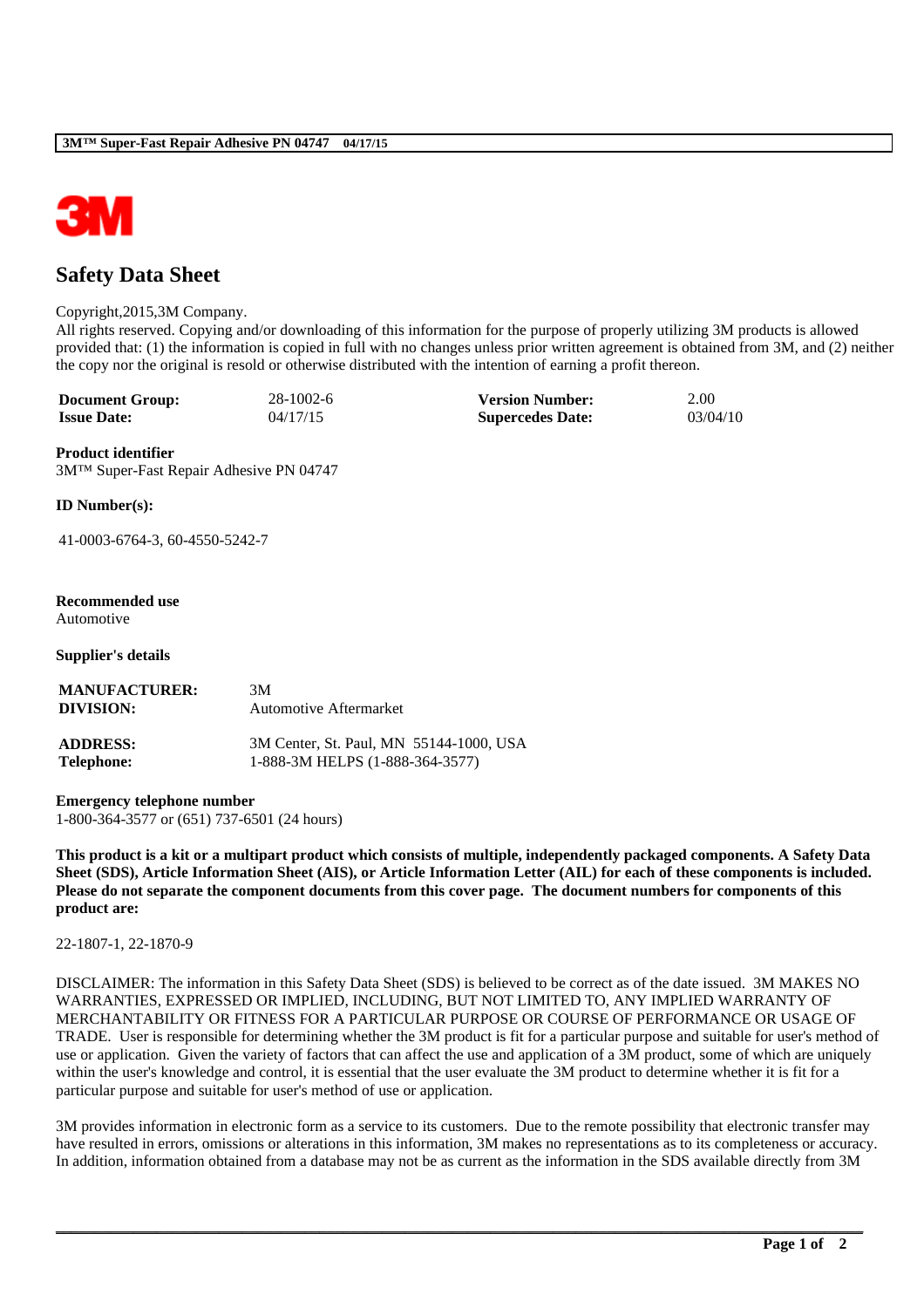# Safety Data Sheet

Copyright,2015,3M Company.
All rights reserved. Copying and/or downloading of this information for the purpose of properly utilizing 3M products is allowed provided that: (1) the information is copied in full with no changes unless prior written agreement is obtained from 3M, and (2) neither the copy nor the original is resold or otherwise distributed with the intention of earning a profit thereon.

| | | | |
|---|---|---|---|
| **Document Group:** | 28-1002-6 | **Version Number:** | 2.00 |
| **Issue Date:** | 04/17/15 | **Supercedes Date:** | 03/04/10 |

**Product identifier**
3M™ Super-Fast Repair Adhesive PN 04747

**ID Number(s):**

41-0003-6764-3, 60-4550-5242-7

**Recommended use**
Automotive

**Supplier's details**

| | |
|---|---|
| **MANUFACTURER:** | 3M |
| **DIVISION:** | Automotive Aftermarket |
| **ADDRESS:** | 3M Center, St. Paul, MN 55144-1000, USA |
| **Telephone:** | 1-888-3M HELPS (1-888-364-3577) |

**Emergency telephone number**
1-800-364-3577 or (651) 737-6501 (24 hours)

**This product is a kit or a multipart product which consists of multiple, independently packaged components. A Safety Data Sheet (SDS), Article Information Sheet (AIS), or Article Information Letter (AIL) for each of these components is included. Please do not separate the component documents from this cover page. The document numbers for components of this product are:**

22-1807-1, 22-1870-9

DISCLAIMER: The information in this Safety Data Sheet (SDS) is believed to be correct as of the date issued. 3M MAKES NO WARRANTIES, EXPRESSED OR IMPLIED, INCLUDING, BUT NOT LIMITED TO, ANY IMPLIED WARRANTY OF MERCHANTABILITY OR FITNESS FOR A PARTICULAR PURPOSE OR COURSE OF PERFORMANCE OR USAGE OF TRADE. User is responsible for determining whether the 3M product is fit for a particular purpose and suitable for user's method of use or application. Given the variety of factors that can affect the use and application of a 3M product, some of which are uniquely within the user's knowledge and control, it is essential that the user evaluate the 3M product to determine whether it is fit for a particular purpose and suitable for user's method of use or application.

3M provides information in electronic form as a service to its customers. Due to the remote possibility that electronic transfer may have resulted in errors, omissions or alterations in this information, 3M makes no representations as to its completeness or accuracy. In addition, information obtained from a database may not be as current as the information in the SDS available directly from 3M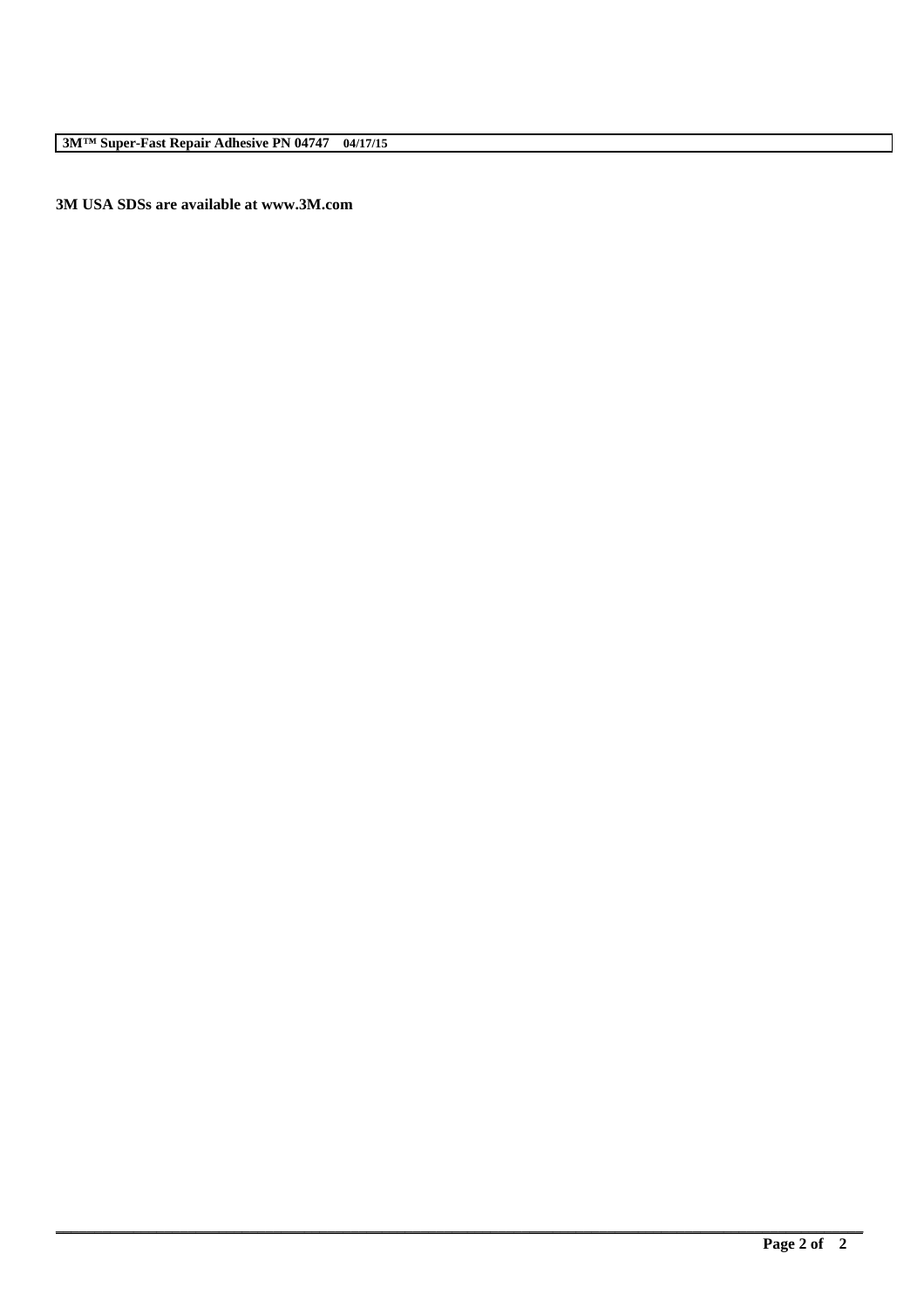**3M USA SDSs are available at www.3M.com**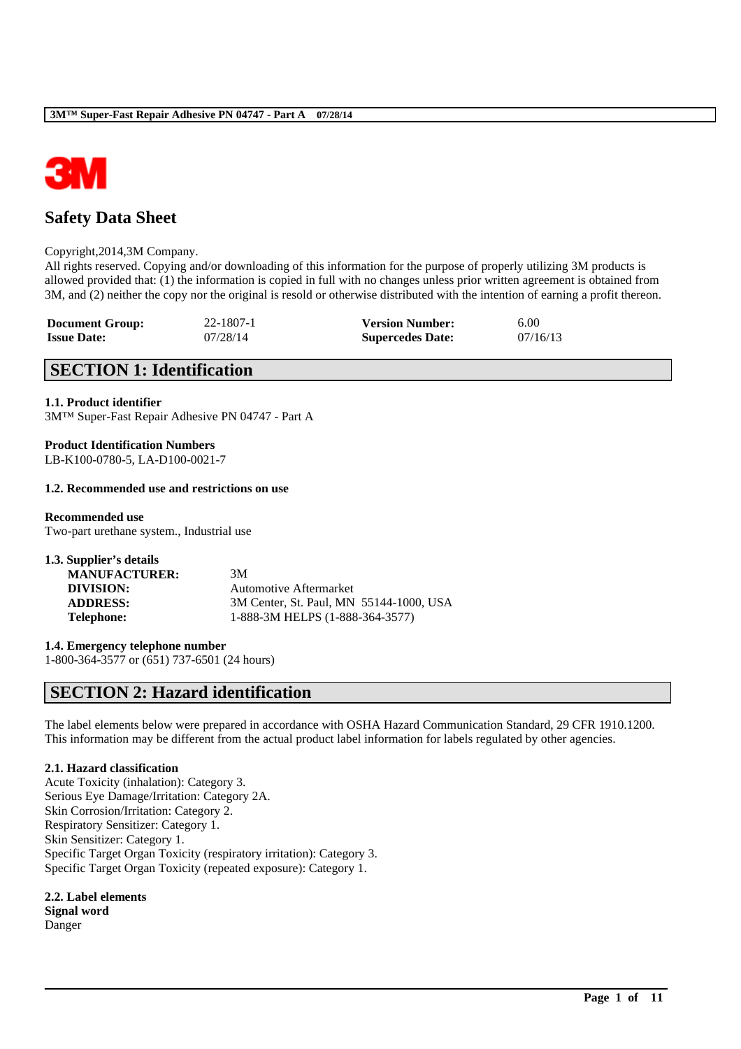# Safety Data Sheet

Copyright,2014,3M Company.
All rights reserved. Copying and/or downloading of this information for the purpose of properly utilizing 3M products is allowed provided that: (1) the information is copied in full with no changes unless prior written agreement is obtained from 3M, and (2) neither the copy nor the original is resold or otherwise distributed with the intention of earning a profit thereon.

| | | | |
|---|---|---|---|
| **Document Group:** | 22-1807-1 | **Version Number:** | 6.00 |
| **Issue Date:** | 07/28/14 | **Supercedes Date:** | 07/16/13 |

## SECTION 1: Identification

**1.1. Product identifier**
3M™ Super-Fast Repair Adhesive PN 04747 - Part A

**Product Identification Numbers**
LB-K100-0780-5, LA-D100-0021-7

**1.2. Recommended use and restrictions on use**

**Recommended use**
Two-part urethane system., Industrial use

**1.3. Supplier's details**

| | |
|---|---|
| **MANUFACTURER:** | 3M |
| **DIVISION:** | Automotive Aftermarket |
| **ADDRESS:** | 3M Center, St. Paul, MN 55144-1000, USA |
| **Telephone:** | 1-888-3M HELPS (1-888-364-3577) |

**1.4. Emergency telephone number**
1-800-364-3577 or (651) 737-6501 (24 hours)

## SECTION 2: Hazard identification

The label elements below were prepared in accordance with OSHA Hazard Communication Standard, 29 CFR 1910.1200. This information may be different from the actual product label information for labels regulated by other agencies.

**2.1. Hazard classification**
Acute Toxicity (inhalation): Category 3.
Serious Eye Damage/Irritation: Category 2A.
Skin Corrosion/Irritation: Category 2.
Respiratory Sensitizer: Category 1.
Skin Sensitizer: Category 1.
Specific Target Organ Toxicity (respiratory irritation): Category 3.
Specific Target Organ Toxicity (repeated exposure): Category 1.

**2.2. Label elements**
**Signal word**
Danger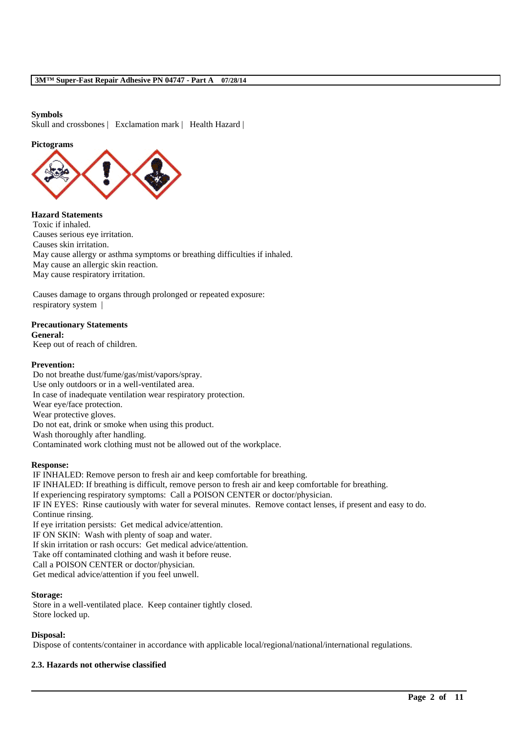**Symbols**
Skull and crossbones | Exclamation mark | Health Hazard |

**Pictograms**

**Hazard Statements**
Toxic if inhaled.
Causes serious eye irritation.
Causes skin irritation.
May cause allergy or asthma symptoms or breathing difficulties if inhaled.
May cause an allergic skin reaction.
May cause respiratory irritation.

Causes damage to organs through prolonged or repeated exposure:
respiratory system |

**Precautionary Statements**
**General:**
Keep out of reach of children.

**Prevention:**
Do not breathe dust/fume/gas/mist/vapors/spray.
Use only outdoors or in a well-ventilated area.
In case of inadequate ventilation wear respiratory protection.
Wear eye/face protection.
Wear protective gloves.
Do not eat, drink or smoke when using this product.
Wash thoroughly after handling.
Contaminated work clothing must not be allowed out of the workplace.

**Response:**
IF INHALED: Remove person to fresh air and keep comfortable for breathing.
IF INHALED: If breathing is difficult, remove person to fresh air and keep comfortable for breathing.
If experiencing respiratory symptoms: Call a POISON CENTER or doctor/physician.
IF IN EYES: Rinse cautiously with water for several minutes. Remove contact lenses, if present and easy to do. Continue rinsing.
If eye irritation persists: Get medical advice/attention.
IF ON SKIN: Wash with plenty of soap and water.
If skin irritation or rash occurs: Get medical advice/attention.
Take off contaminated clothing and wash it before reuse.
Call a POISON CENTER or doctor/physician.
Get medical advice/attention if you feel unwell.

**Storage:**
Store in a well-ventilated place. Keep container tightly closed.
Store locked up.

**Disposal:**
Dispose of contents/container in accordance with applicable local/regional/national/international regulations.

**2.3. Hazards not otherwise classified**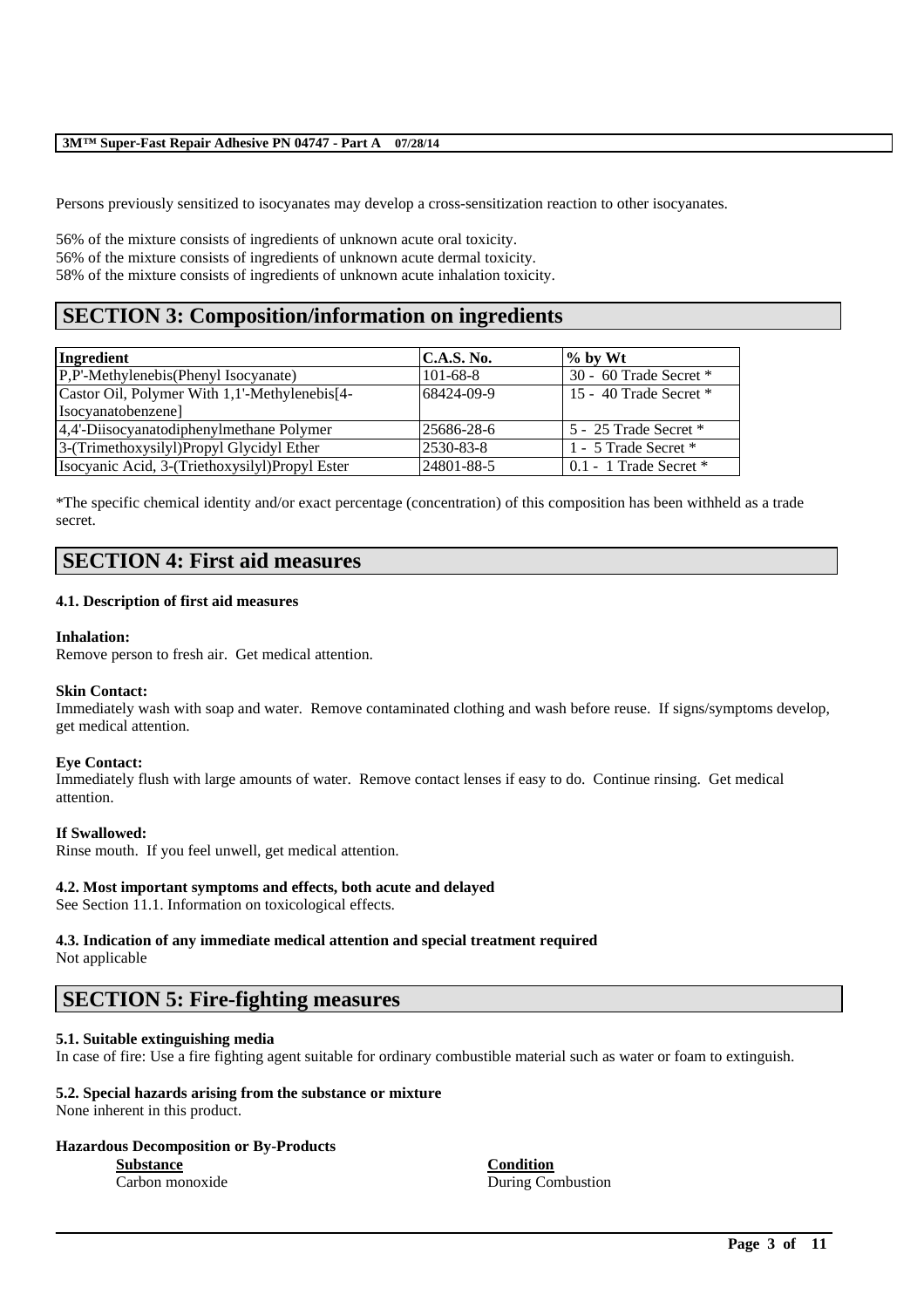Persons previously sensitized to isocyanates may develop a cross-sensitization reaction to other isocyanates.

56% of the mixture consists of ingredients of unknown acute oral toxicity.
56% of the mixture consists of ingredients of unknown acute dermal toxicity.
58% of the mixture consists of ingredients of unknown acute inhalation toxicity.

# SECTION 3: Composition/information on ingredients

| Ingredient | C.A.S. No. | % by Wt |
|---|---|---|
| P,P'-Methylenebis(Phenyl Isocyanate) | 101-68-8 | 30 - 60 Trade Secret * |
| Castor Oil, Polymer With 1,1'-Methylenebis[4-Isocyanatobenzene] | 68424-09-9 | 15 - 40 Trade Secret * |
| 4,4'-Diisocyanatodiphenylmethane Polymer | 25686-28-6 | 5 - 25 Trade Secret * |
| 3-(Trimethoxysilyl)Propyl Glycidyl Ether | 2530-83-8 | 1 - 5 Trade Secret * |
| Isocyanic Acid, 3-(Triethoxysilyl)Propyl Ester | 24801-88-5 | 0.1 - 1 Trade Secret * |

*The specific chemical identity and/or exact percentage (concentration) of this composition has been withheld as a trade secret.

# SECTION 4: First aid measures

### 4.1. Description of first aid measures

**Inhalation:**
Remove person to fresh air. Get medical attention.

**Skin Contact:**
Immediately wash with soap and water. Remove contaminated clothing and wash before reuse. If signs/symptoms develop, get medical attention.

**Eye Contact:**
Immediately flush with large amounts of water. Remove contact lenses if easy to do. Continue rinsing. Get medical attention.

**If Swallowed:**
Rinse mouth. If you feel unwell, get medical attention.

### 4.2. Most important symptoms and effects, both acute and delayed

See Section 11.1. Information on toxicological effects.

### 4.3. Indication of any immediate medical attention and special treatment required

Not applicable

# SECTION 5: Fire-fighting measures

### 5.1. Suitable extinguishing media

In case of fire: Use a fire fighting agent suitable for ordinary combustible material such as water or foam to extinguish.

### 5.2. Special hazards arising from the substance or mixture

None inherent in this product.

**Hazardous Decomposition or By-Products**

| Substance | Condition |
|---|---|
| Carbon monoxide | During Combustion |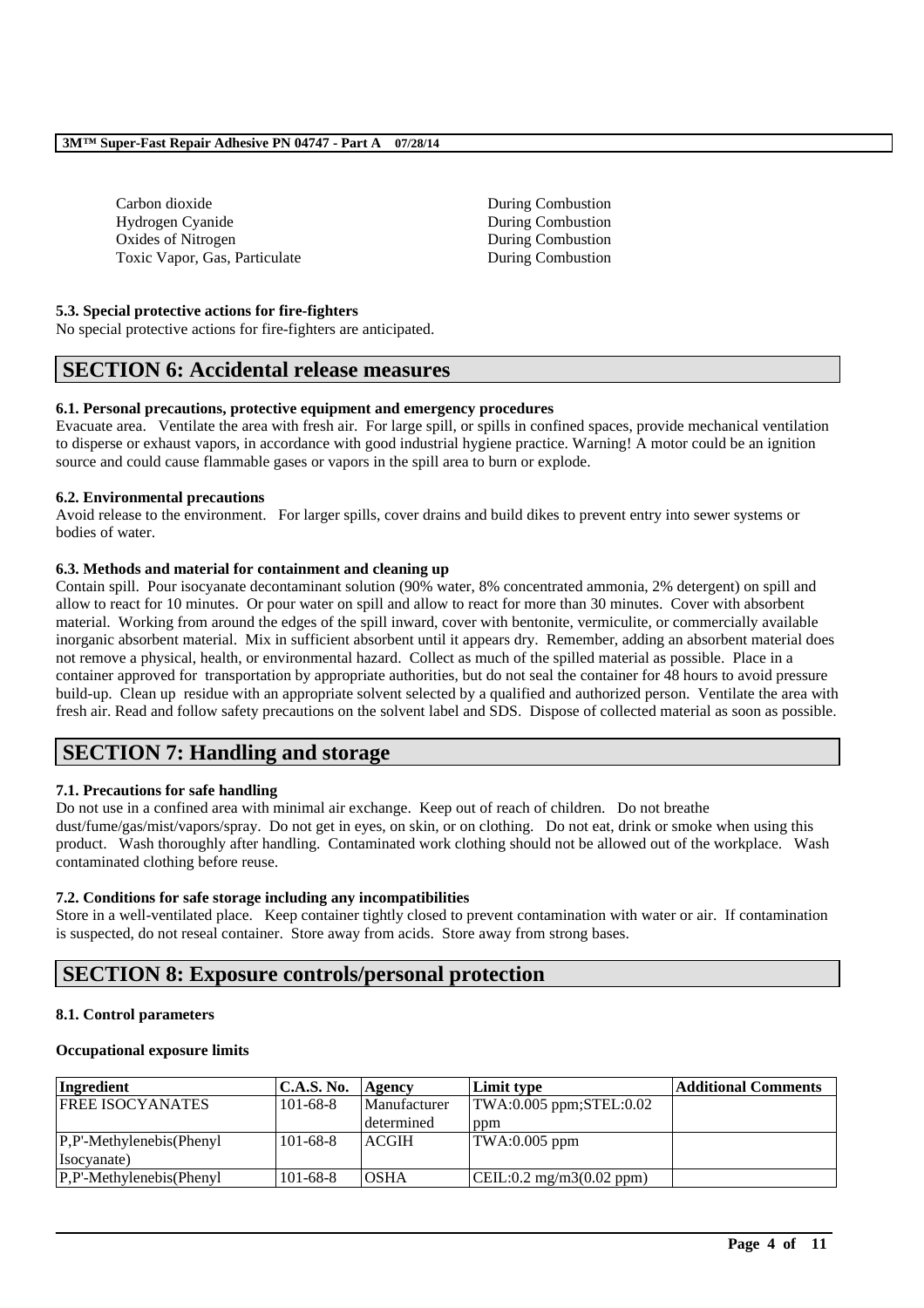| | |
|---|---|
| Carbon dioxide | During Combustion |
| Hydrogen Cyanide | During Combustion |
| Oxides of Nitrogen | During Combustion |
| Toxic Vapor, Gas, Particulate | During Combustion |

**5.3. Special protective actions for fire-fighters**

No special protective actions for fire-fighters are anticipated.

## SECTION 6: Accidental release measures

**6.1. Personal precautions, protective equipment and emergency procedures**

Evacuate area. Ventilate the area with fresh air. For large spill, or spills in confined spaces, provide mechanical ventilation to disperse or exhaust vapors, in accordance with good industrial hygiene practice. Warning! A motor could be an ignition source and could cause flammable gases or vapors in the spill area to burn or explode.

**6.2. Environmental precautions**

Avoid release to the environment. For larger spills, cover drains and build dikes to prevent entry into sewer systems or bodies of water.

**6.3. Methods and material for containment and cleaning up**

Contain spill. Pour isocyanate decontaminant solution (90% water, 8% concentrated ammonia, 2% detergent) on spill and allow to react for 10 minutes. Or pour water on spill and allow to react for more than 30 minutes. Cover with absorbent material. Working from around the edges of the spill inward, cover with bentonite, vermiculite, or commercially available inorganic absorbent material. Mix in sufficient absorbent until it appears dry. Remember, adding an absorbent material does not remove a physical, health, or environmental hazard. Collect as much of the spilled material as possible. Place in a container approved for transportation by appropriate authorities, but do not seal the container for 48 hours to avoid pressure build-up. Clean up residue with an appropriate solvent selected by a qualified and authorized person. Ventilate the area with fresh air. Read and follow safety precautions on the solvent label and SDS. Dispose of collected material as soon as possible.

## SECTION 7: Handling and storage

**7.1. Precautions for safe handling**

Do not use in a confined area with minimal air exchange. Keep out of reach of children. Do not breathe dust/fume/gas/mist/vapors/spray. Do not get in eyes, on skin, or on clothing. Do not eat, drink or smoke when using this product. Wash thoroughly after handling. Contaminated work clothing should not be allowed out of the workplace. Wash contaminated clothing before reuse.

**7.2. Conditions for safe storage including any incompatibilities**

Store in a well-ventilated place. Keep container tightly closed to prevent contamination with water or air. If contamination is suspected, do not reseal container. Store away from acids. Store away from strong bases.

## SECTION 8: Exposure controls/personal protection

**8.1. Control parameters**

**Occupational exposure limits**

| Ingredient | C.A.S. No. | Agency | Limit type | Additional Comments |
|---|---|---|---|---|
| FREE ISOCYANATES | 101-68-8 | Manufacturer determined | TWA:0.005 ppm;STEL:0.02 ppm | |
| P,P'-Methylenebis(Phenyl Isocyanate) | 101-68-8 | ACGIH | TWA:0.005 ppm | |
| P,P'-Methylenebis(Phenyl | 101-68-8 | OSHA | CEIL:0.2 mg/m3(0.02 ppm) | |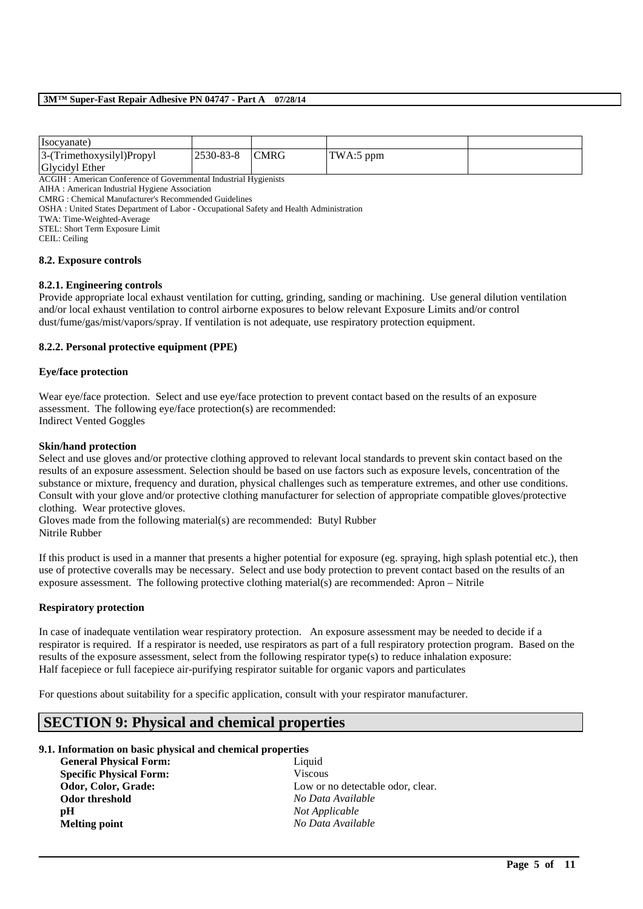| | | | | |
|---|---|---|---|---|
| Isocyanate) | | | | |
| 3-(Trimethoxysilyl)Propyl Glycidyl Ether | 2530-83-8 | CMRG | TWA:5 ppm | |

ACGIH : American Conference of Governmental Industrial Hygienists
AIHA : American Industrial Hygiene Association
CMRG : Chemical Manufacturer's Recommended Guidelines
OSHA : United States Department of Labor - Occupational Safety and Health Administration
TWA: Time-Weighted-Average
STEL: Short Term Exposure Limit
CEIL: Ceiling

### 8.2. Exposure controls

#### 8.2.1. Engineering controls

Provide appropriate local exhaust ventilation for cutting, grinding, sanding or machining. Use general dilution ventilation and/or local exhaust ventilation to control airborne exposures to below relevant Exposure Limits and/or control dust/fume/gas/mist/vapors/spray. If ventilation is not adequate, use respiratory protection equipment.

#### 8.2.2. Personal protective equipment (PPE)

**Eye/face protection**

Wear eye/face protection. Select and use eye/face protection to prevent contact based on the results of an exposure assessment. The following eye/face protection(s) are recommended:
Indirect Vented Goggles

**Skin/hand protection**

Select and use gloves and/or protective clothing approved to relevant local standards to prevent skin contact based on the results of an exposure assessment. Selection should be based on use factors such as exposure levels, concentration of the substance or mixture, frequency and duration, physical challenges such as temperature extremes, and other use conditions. Consult with your glove and/or protective clothing manufacturer for selection of appropriate compatible gloves/protective clothing. Wear protective gloves.
Gloves made from the following material(s) are recommended: Butyl Rubber
Nitrile Rubber

If this product is used in a manner that presents a higher potential for exposure (eg. spraying, high splash potential etc.), then use of protective coveralls may be necessary. Select and use body protection to prevent contact based on the results of an exposure assessment. The following protective clothing material(s) are recommended: Apron – Nitrile

**Respiratory protection**

In case of inadequate ventilation wear respiratory protection. An exposure assessment may be needed to decide if a respirator is required. If a respirator is needed, use respirators as part of a full respiratory protection program. Based on the results of the exposure assessment, select from the following respirator type(s) to reduce inhalation exposure:
Half facepiece or full facepiece air-purifying respirator suitable for organic vapors and particulates

For questions about suitability for a specific application, consult with your respirator manufacturer.

## SECTION 9: Physical and chemical properties

### 9.1. Information on basic physical and chemical properties

| | |
|---|---|
| **General Physical Form:** | Liquid |
| **Specific Physical Form:** | Viscous |
| **Odor, Color, Grade:** | Low or no detectable odor, clear. |
| **Odor threshold** | *No Data Available* |
| **pH** | *Not Applicable* |
| **Melting point** | *No Data Available* |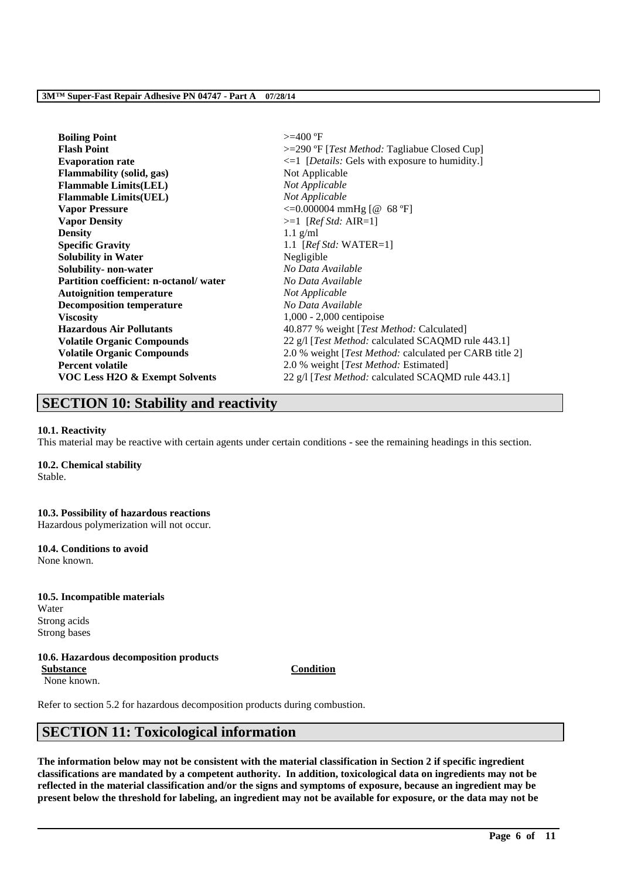| | |
|---|---|
| **Boiling Point** | >=400 ºF |
| **Flash Point** | >=290 ºF [*Test Method:* Tagliabue Closed Cup] |
| **Evaporation rate** | <=1 [*Details:* Gels with exposure to humidity.] |
| **Flammability (solid, gas)** | Not Applicable |
| **Flammable Limits(LEL)** | *Not Applicable* |
| **Flammable Limits(UEL)** | *Not Applicable* |
| **Vapor Pressure** | <=0.000004 mmHg [@ 68 ºF] |
| **Vapor Density** | >=1 [*Ref Std:* AIR=1] |
| **Density** | 1.1 g/ml |
| **Specific Gravity** | 1.1 [*Ref Std:* WATER=1] |
| **Solubility in Water** | Negligible |
| **Solubility- non-water** | *No Data Available* |
| **Partition coefficient: n-octanol/ water** | *No Data Available* |
| **Autoignition temperature** | *Not Applicable* |
| **Decomposition temperature** | *No Data Available* |
| **Viscosity** | 1,000 - 2,000 centipoise |
| **Hazardous Air Pollutants** | 40.877 % weight [*Test Method:* Calculated] |
| **Volatile Organic Compounds** | 22 g/l [*Test Method:* calculated SCAQMD rule 443.1] |
| **Volatile Organic Compounds** | 2.0 % weight [*Test Method:* calculated per CARB title 2] |
| **Percent volatile** | 2.0 % weight [*Test Method:* Estimated] |
| **VOC Less H2O & Exempt Solvents** | 22 g/l [*Test Method:* calculated SCAQMD rule 443.1] |

## SECTION 10: Stability and reactivity

**10.1. Reactivity**
This material may be reactive with certain agents under certain conditions - see the remaining headings in this section.

**10.2. Chemical stability**
Stable.

**10.3. Possibility of hazardous reactions**
Hazardous polymerization will not occur.

**10.4. Conditions to avoid**
None known.

**10.5. Incompatible materials**
Water
Strong acids
Strong bases

**10.6. Hazardous decomposition products**

| Substance | Condition |
|---|---|
| None known. | |

Refer to section 5.2 for hazardous decomposition products during combustion.

## SECTION 11: Toxicological information

**The information below may not be consistent with the material classification in Section 2 if specific ingredient classifications are mandated by a competent authority. In addition, toxicological data on ingredients may not be reflected in the material classification and/or the signs and symptoms of exposure, because an ingredient may be present below the threshold for labeling, an ingredient may not be available for exposure, or the data may not be**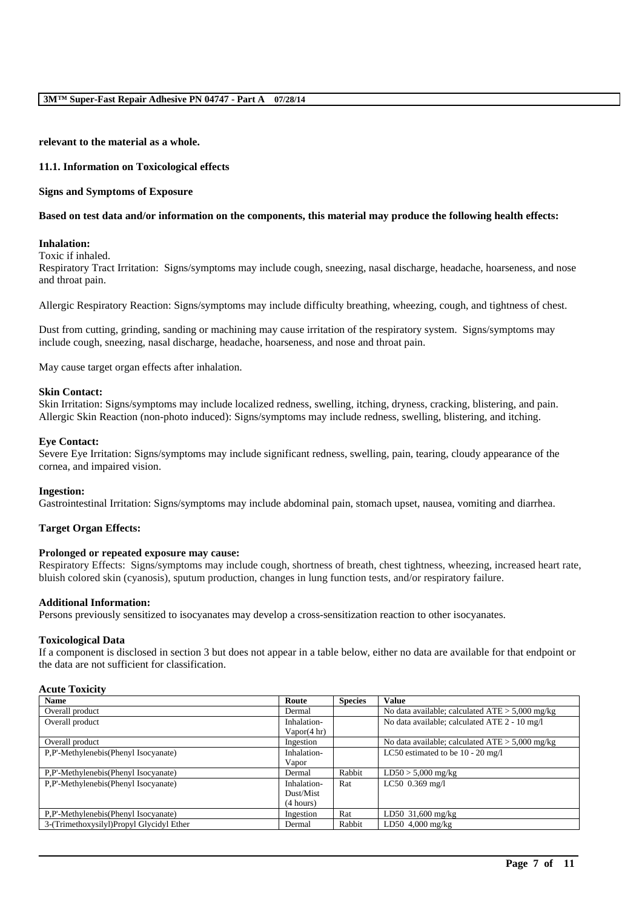**relevant to the material as a whole.**

### 11.1. Information on Toxicological effects

**Signs and Symptoms of Exposure**

**Based on test data and/or information on the components, this material may produce the following health effects:**

**Inhalation:**
Toxic if inhaled.
Respiratory Tract Irritation: Signs/symptoms may include cough, sneezing, nasal discharge, headache, hoarseness, and nose and throat pain.

Allergic Respiratory Reaction: Signs/symptoms may include difficulty breathing, wheezing, cough, and tightness of chest.

Dust from cutting, grinding, sanding or machining may cause irritation of the respiratory system. Signs/symptoms may include cough, sneezing, nasal discharge, headache, hoarseness, and nose and throat pain.

May cause target organ effects after inhalation.

**Skin Contact:**
Skin Irritation: Signs/symptoms may include localized redness, swelling, itching, dryness, cracking, blistering, and pain.
Allergic Skin Reaction (non-photo induced): Signs/symptoms may include redness, swelling, blistering, and itching.

**Eye Contact:**
Severe Eye Irritation: Signs/symptoms may include significant redness, swelling, pain, tearing, cloudy appearance of the cornea, and impaired vision.

**Ingestion:**
Gastrointestinal Irritation: Signs/symptoms may include abdominal pain, stomach upset, nausea, vomiting and diarrhea.

**Target Organ Effects:**

**Prolonged or repeated exposure may cause:**
Respiratory Effects: Signs/symptoms may include cough, shortness of breath, chest tightness, wheezing, increased heart rate, bluish colored skin (cyanosis), sputum production, changes in lung function tests, and/or respiratory failure.

**Additional Information:**
Persons previously sensitized to isocyanates may develop a cross-sensitization reaction to other isocyanates.

**Toxicological Data**
If a component is disclosed in section 3 but does not appear in a table below, either no data are available for that endpoint or the data are not sufficient for classification.

**Acute Toxicity**

| Name | Route | Species | Value |
|---|---|---|---|
| Overall product | Dermal | | No data available; calculated ATE > 5,000 mg/kg |
| Overall product | Inhalation-Vapor(4 hr) | | No data available; calculated ATE 2 - 10 mg/l |
| Overall product | Ingestion | | No data available; calculated ATE > 5,000 mg/kg |
| P,P'-Methylenebis(Phenyl Isocyanate) | Inhalation-Vapor | | LC50 estimated to be 10 - 20 mg/l |
| P,P'-Methylenebis(Phenyl Isocyanate) | Dermal | Rabbit | LD50 > 5,000 mg/kg |
| P,P'-Methylenebis(Phenyl Isocyanate) | Inhalation-Dust/Mist (4 hours) | Rat | LC50 0.369 mg/l |
| P,P'-Methylenebis(Phenyl Isocyanate) | Ingestion | Rat | LD50 31,600 mg/kg |
| 3-(Trimethoxysilyl)Propyl Glycidyl Ether | Dermal | Rabbit | LD50 4,000 mg/kg |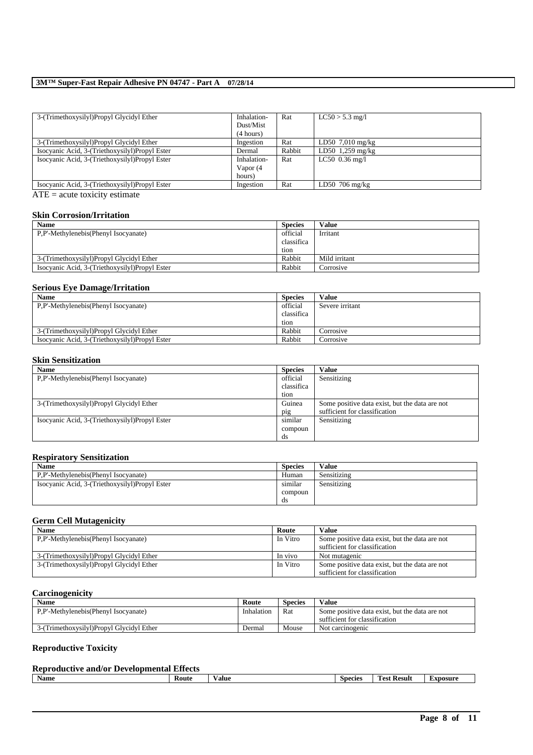| | | | |
|---|---|---|---|
| 3-(Trimethoxysilyl)Propyl Glycidyl Ether | Inhalation-Dust/Mist (4 hours) | Rat | LC50 > 5.3 mg/l |
| 3-(Trimethoxysilyl)Propyl Glycidyl Ether | Ingestion | Rat | LD50 7,010 mg/kg |
| Isocyanic Acid, 3-(Triethoxysilyl)Propyl Ester | Dermal | Rabbit | LD50 1,259 mg/kg |
| Isocyanic Acid, 3-(Triethoxysilyl)Propyl Ester | Inhalation-Vapor (4 hours) | Rat | LC50 0.36 mg/l |
| Isocyanic Acid, 3-(Triethoxysilyl)Propyl Ester | Ingestion | Rat | LD50 706 mg/kg |

ATE = acute toxicity estimate

### Skin Corrosion/Irritation

| Name | Species | Value |
|---|---|---|
| P,P'-Methylenebis(Phenyl Isocyanate) | official classification | Irritant |
| 3-(Trimethoxysilyl)Propyl Glycidyl Ether | Rabbit | Mild irritant |
| Isocyanic Acid, 3-(Triethoxysilyl)Propyl Ester | Rabbit | Corrosive |

### Serious Eye Damage/Irritation

| Name | Species | Value |
|---|---|---|
| P,P'-Methylenebis(Phenyl Isocyanate) | official classification | Severe irritant |
| 3-(Trimethoxysilyl)Propyl Glycidyl Ether | Rabbit | Corrosive |
| Isocyanic Acid, 3-(Triethoxysilyl)Propyl Ester | Rabbit | Corrosive |

### Skin Sensitization

| Name | Species | Value |
|---|---|---|
| P,P'-Methylenebis(Phenyl Isocyanate) | official classification | Sensitizing |
| 3-(Trimethoxysilyl)Propyl Glycidyl Ether | Guinea pig | Some positive data exist, but the data are not sufficient for classification |
| Isocyanic Acid, 3-(Triethoxysilyl)Propyl Ester | similar compounds | Sensitizing |

### Respiratory Sensitization

| Name | Species | Value |
|---|---|---|
| P,P'-Methylenebis(Phenyl Isocyanate) | Human | Sensitizing |
| Isocyanic Acid, 3-(Triethoxysilyl)Propyl Ester | similar compounds | Sensitizing |

### Germ Cell Mutagenicity

| Name | Route | Value |
|---|---|---|
| P,P'-Methylenebis(Phenyl Isocyanate) | In Vitro | Some positive data exist, but the data are not sufficient for classification |
| 3-(Trimethoxysilyl)Propyl Glycidyl Ether | In vivo | Not mutagenic |
| 3-(Trimethoxysilyl)Propyl Glycidyl Ether | In Vitro | Some positive data exist, but the data are not sufficient for classification |

### Carcinogenicity

| Name | Route | Species | Value |
|---|---|---|---|
| P,P'-Methylenebis(Phenyl Isocyanate) | Inhalation | Rat | Some positive data exist, but the data are not sufficient for classification |
| 3-(Trimethoxysilyl)Propyl Glycidyl Ether | Dermal | Mouse | Not carcinogenic |

### Reproductive Toxicity

#### Reproductive and/or Developmental Effects

| Name | Route | Value | Species | Test Result | Exposure |
|---|---|---|---|---|---|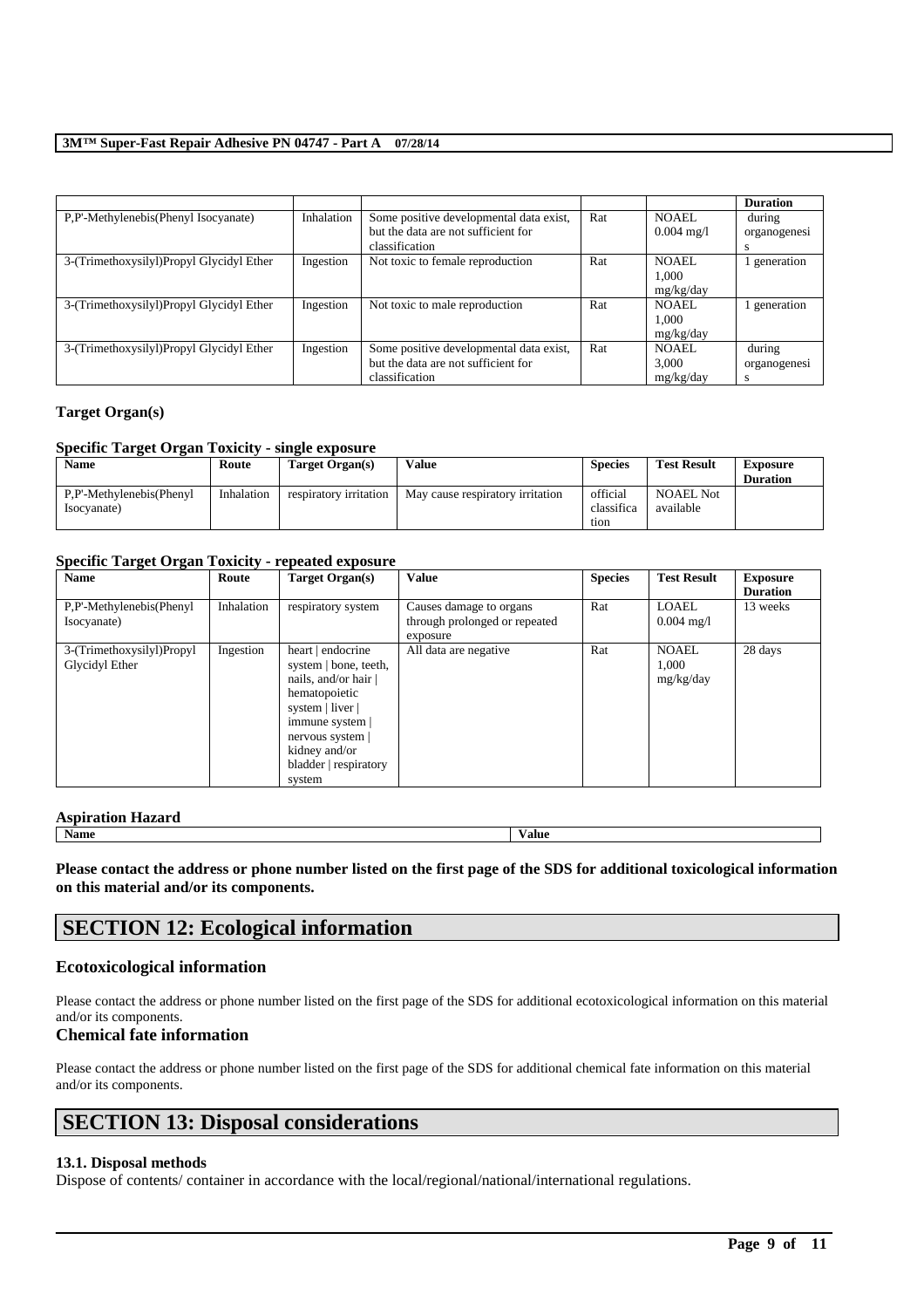| | | | | | Duration |
|---|---|---|---|---|---|
| P,P'-Methylenebis(Phenyl Isocyanate) | Inhalation | Some positive developmental data exist, but the data are not sufficient for classification | Rat | NOAEL 0.004 mg/l | during organogenesis |
| 3-(Trimethoxysilyl)Propyl Glycidyl Ether | Ingestion | Not toxic to female reproduction | Rat | NOAEL 1,000 mg/kg/day | 1 generation |
| 3-(Trimethoxysilyl)Propyl Glycidyl Ether | Ingestion | Not toxic to male reproduction | Rat | NOAEL 1,000 mg/kg/day | 1 generation |
| 3-(Trimethoxysilyl)Propyl Glycidyl Ether | Ingestion | Some positive developmental data exist, but the data are not sufficient for classification | Rat | NOAEL 3,000 mg/kg/day | during organogenesis |

### Target Organ(s)

#### Specific Target Organ Toxicity - single exposure

| Name | Route | Target Organ(s) | Value | Species | Test Result | Exposure Duration |
|---|---|---|---|---|---|---|
| P,P'-Methylenebis(Phenyl Isocyanate) | Inhalation | respiratory irritation | May cause respiratory irritation | official classification | NOAEL Not available | |

#### Specific Target Organ Toxicity - repeated exposure

| Name | Route | Target Organ(s) | Value | Species | Test Result | Exposure Duration |
|---|---|---|---|---|---|---|
| P,P'-Methylenebis(Phenyl Isocyanate) | Inhalation | respiratory system | Causes damage to organs through prolonged or repeated exposure | Rat | LOAEL 0.004 mg/l | 13 weeks |
| 3-(Trimethoxysilyl)Propyl Glycidyl Ether | Ingestion | heart \| endocrine system \| bone, teeth, nails, and/or hair \| hematopoietic system \| liver \| immune system \| nervous system \| kidney and/or bladder \| respiratory system | All data are negative | Rat | NOAEL 1,000 mg/kg/day | 28 days |

#### Aspiration Hazard

| Name | Value |
|---|---|

**Please contact the address or phone number listed on the first page of the SDS for additional toxicological information on this material and/or its components.**

# SECTION 12: Ecological information

### Ecotoxicological information

Please contact the address or phone number listed on the first page of the SDS for additional ecotoxicological information on this material and/or its components.

### Chemical fate information

Please contact the address or phone number listed on the first page of the SDS for additional chemical fate information on this material and/or its components.

# SECTION 13: Disposal considerations

#### 13.1. Disposal methods

Dispose of contents/ container in accordance with the local/regional/national/international regulations.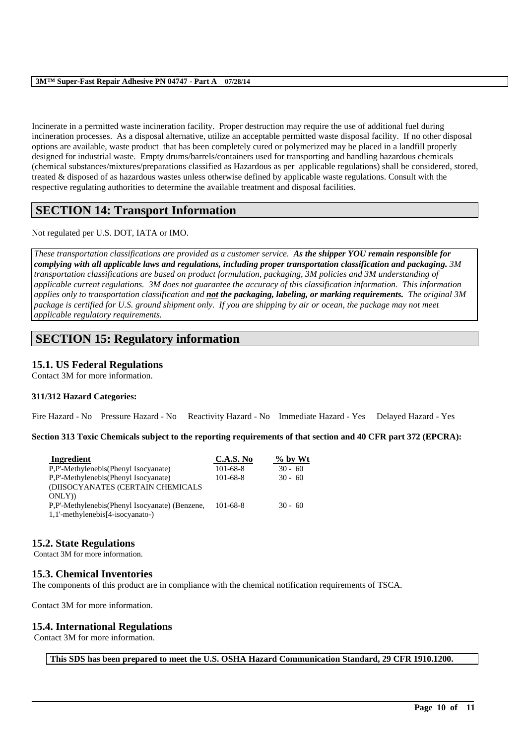Incinerate in a permitted waste incineration facility. Proper destruction may require the use of additional fuel during incineration processes. As a disposal alternative, utilize an acceptable permitted waste disposal facility. If no other disposal options are available, waste product that has been completely cured or polymerized may be placed in a landfill properly designed for industrial waste. Empty drums/barrels/containers used for transporting and handling hazardous chemicals (chemical substances/mixtures/preparations classified as Hazardous as per applicable regulations) shall be considered, stored, treated & disposed of as hazardous wastes unless otherwise defined by applicable waste regulations. Consult with the respective regulating authorities to determine the available treatment and disposal facilities.

# SECTION 14: Transport Information

Not regulated per U.S. DOT, IATA or IMO.

*These transportation classifications are provided as a customer service.* ***As the shipper YOU remain responsible for complying with all applicable laws and regulations, including proper transportation classification and packaging.*** *3M transportation classifications are based on product formulation, packaging, 3M policies and 3M understanding of applicable current regulations. 3M does not guarantee the accuracy of this classification information. This information applies only to transportation classification and* ***not the packaging, labeling, or marking requirements.*** *The original 3M package is certified for U.S. ground shipment only. If you are shipping by air or ocean, the package may not meet applicable regulatory requirements.*

# SECTION 15: Regulatory information

## 15.1. US Federal Regulations

Contact 3M for more information.

**311/312 Hazard Categories:**

Fire Hazard - No Pressure Hazard - No Reactivity Hazard - No Immediate Hazard - Yes Delayed Hazard - Yes

**Section 313 Toxic Chemicals subject to the reporting requirements of that section and 40 CFR part 372 (EPCRA):**

| Ingredient | C.A.S. No | % by Wt |
|---|---|---|
| P,P'-Methylenebis(Phenyl Isocyanate) | 101-68-8 | 30 - 60 |
| P,P'-Methylenebis(Phenyl Isocyanate) (DIISOCYANATES (CERTAIN CHEMICALS ONLY)) | 101-68-8 | 30 - 60 |
| P,P'-Methylenebis(Phenyl Isocyanate) (Benzene, 1,1'-methylenebis[4-isocyanato-) | 101-68-8 | 30 - 60 |

## 15.2. State Regulations

Contact 3M for more information.

## 15.3. Chemical Inventories

The components of this product are in compliance with the chemical notification requirements of TSCA.

Contact 3M for more information.

## 15.4. International Regulations

Contact 3M for more information.

**This SDS has been prepared to meet the U.S. OSHA Hazard Communication Standard, 29 CFR 1910.1200.**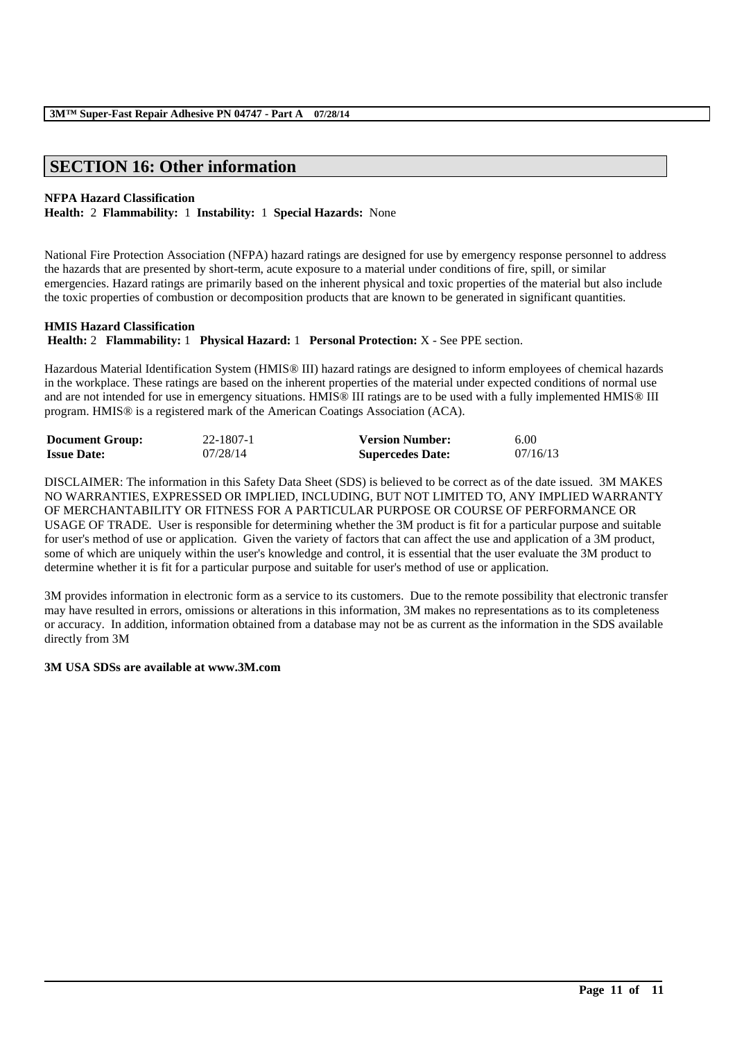## SECTION 16: Other information

**NFPA Hazard Classification**
**Health:** 2 **Flammability:** 1 **Instability:** 1 **Special Hazards:** None

National Fire Protection Association (NFPA) hazard ratings are designed for use by emergency response personnel to address the hazards that are presented by short-term, acute exposure to a material under conditions of fire, spill, or similar emergencies. Hazard ratings are primarily based on the inherent physical and toxic properties of the material but also include the toxic properties of combustion or decomposition products that are known to be generated in significant quantities.

**HMIS Hazard Classification**
**Health:** 2 **Flammability:** 1 **Physical Hazard:** 1 **Personal Protection:** X - See PPE section.

Hazardous Material Identification System (HMIS® III) hazard ratings are designed to inform employees of chemical hazards in the workplace. These ratings are based on the inherent properties of the material under expected conditions of normal use and are not intended for use in emergency situations. HMIS® III ratings are to be used with a fully implemented HMIS® III program. HMIS® is a registered mark of the American Coatings Association (ACA).

| | | | |
|---|---|---|---|
| **Document Group:** | 22-1807-1 | **Version Number:** | 6.00 |
| **Issue Date:** | 07/28/14 | **Supercedes Date:** | 07/16/13 |

DISCLAIMER: The information in this Safety Data Sheet (SDS) is believed to be correct as of the date issued. 3M MAKES NO WARRANTIES, EXPRESSED OR IMPLIED, INCLUDING, BUT NOT LIMITED TO, ANY IMPLIED WARRANTY OF MERCHANTABILITY OR FITNESS FOR A PARTICULAR PURPOSE OR COURSE OF PERFORMANCE OR USAGE OF TRADE. User is responsible for determining whether the 3M product is fit for a particular purpose and suitable for user's method of use or application. Given the variety of factors that can affect the use and application of a 3M product, some of which are uniquely within the user's knowledge and control, it is essential that the user evaluate the 3M product to determine whether it is fit for a particular purpose and suitable for user's method of use or application.

3M provides information in electronic form as a service to its customers. Due to the remote possibility that electronic transfer may have resulted in errors, omissions or alterations in this information, 3M makes no representations as to its completeness or accuracy. In addition, information obtained from a database may not be as current as the information in the SDS available directly from 3M

**3M USA SDSs are available at www.3M.com**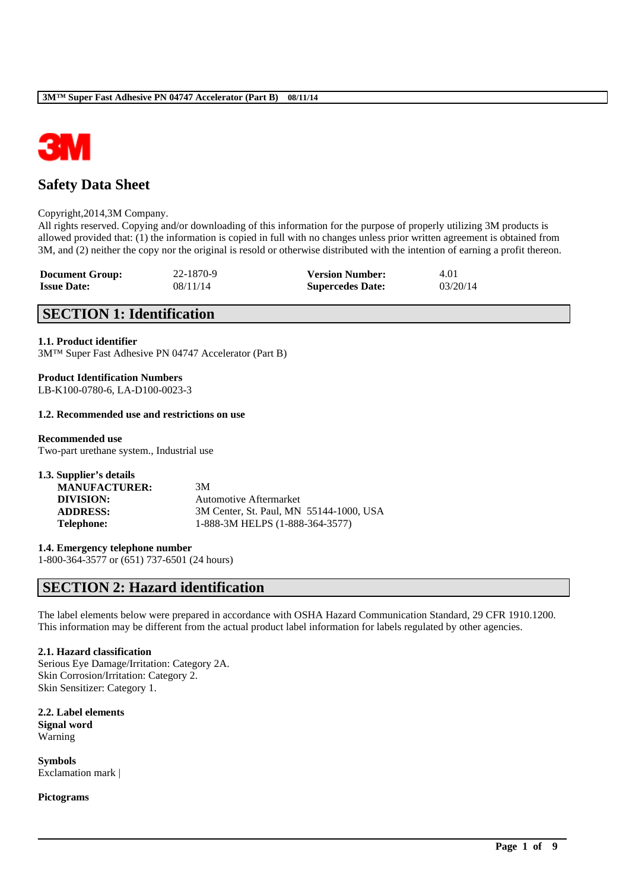# Safety Data Sheet

Copyright,2014,3M Company.
All rights reserved. Copying and/or downloading of this information for the purpose of properly utilizing 3M products is allowed provided that: (1) the information is copied in full with no changes unless prior written agreement is obtained from 3M, and (2) neither the copy nor the original is resold or otherwise distributed with the intention of earning a profit thereon.

| | | | |
|---|---|---|---|
| **Document Group:** | 22-1870-9 | **Version Number:** | 4.01 |
| **Issue Date:** | 08/11/14 | **Supercedes Date:** | 03/20/14 |

## SECTION 1: Identification

**1.1. Product identifier**
3M™ Super Fast Adhesive PN 04747 Accelerator (Part B)

**Product Identification Numbers**
LB-K100-0780-6, LA-D100-0023-3

**1.2. Recommended use and restrictions on use**

**Recommended use**
Two-part urethane system., Industrial use

**1.3. Supplier's details**

| | |
|---|---|
| **MANUFACTURER:** | 3M |
| **DIVISION:** | Automotive Aftermarket |
| **ADDRESS:** | 3M Center, St. Paul, MN 55144-1000, USA |
| **Telephone:** | 1-888-3M HELPS (1-888-364-3577) |

**1.4. Emergency telephone number**
1-800-364-3577 or (651) 737-6501 (24 hours)

## SECTION 2: Hazard identification

The label elements below were prepared in accordance with OSHA Hazard Communication Standard, 29 CFR 1910.1200. This information may be different from the actual product label information for labels regulated by other agencies.

**2.1. Hazard classification**
Serious Eye Damage/Irritation: Category 2A.
Skin Corrosion/Irritation: Category 2.
Skin Sensitizer: Category 1.

**2.2. Label elements**
**Signal word**
Warning

**Symbols**
Exclamation mark |

**Pictograms**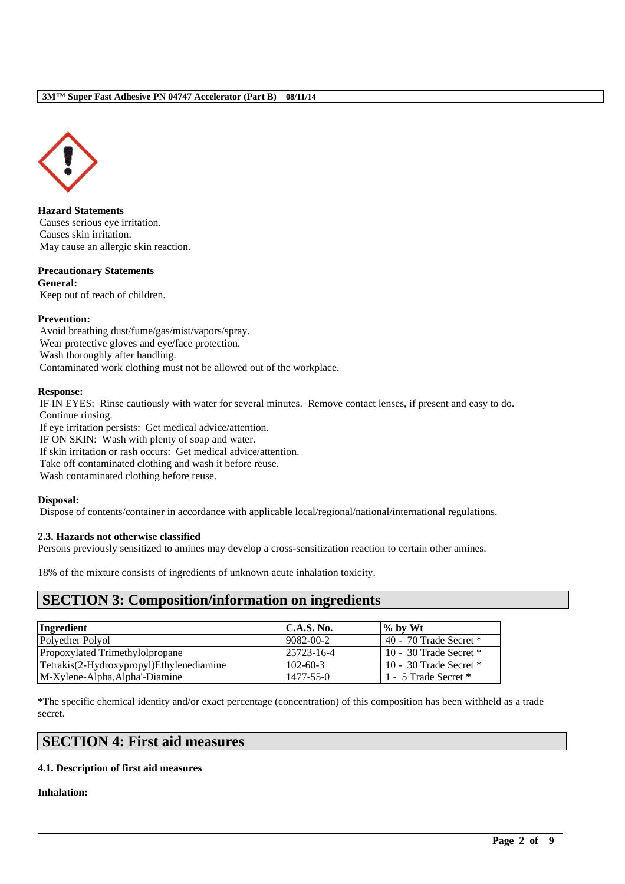**Hazard Statements**

Causes serious eye irritation.
Causes skin irritation.
May cause an allergic skin reaction.

**Precautionary Statements**

**General:**

Keep out of reach of children.

**Prevention:**

Avoid breathing dust/fume/gas/mist/vapors/spray.
Wear protective gloves and eye/face protection.
Wash thoroughly after handling.
Contaminated work clothing must not be allowed out of the workplace.

**Response:**

IF IN EYES: Rinse cautiously with water for several minutes. Remove contact lenses, if present and easy to do. Continue rinsing.
If eye irritation persists: Get medical advice/attention.
IF ON SKIN: Wash with plenty of soap and water.
If skin irritation or rash occurs: Get medical advice/attention.
Take off contaminated clothing and wash it before reuse.
Wash contaminated clothing before reuse.

**Disposal:**

Dispose of contents/container in accordance with applicable local/regional/national/international regulations.

**2.3. Hazards not otherwise classified**

Persons previously sensitized to amines may develop a cross-sensitization reaction to certain other amines.

18% of the mixture consists of ingredients of unknown acute inhalation toxicity.

# SECTION 3: Composition/information on ingredients

| Ingredient | C.A.S. No. | % by Wt |
|---|---|---|
| Polyether Polyol | 9082-00-2 | 40 - 70 Trade Secret * |
| Propoxylated Trimethylolpropane | 25723-16-4 | 10 - 30 Trade Secret * |
| Tetrakis(2-Hydroxypropyl)Ethylenediamine | 102-60-3 | 10 - 30 Trade Secret * |
| M-Xylene-Alpha,Alpha'-Diamine | 1477-55-0 | 1 - 5 Trade Secret * |

*The specific chemical identity and/or exact percentage (concentration) of this composition has been withheld as a trade secret.

# SECTION 4: First aid measures

**4.1. Description of first aid measures**

**Inhalation:**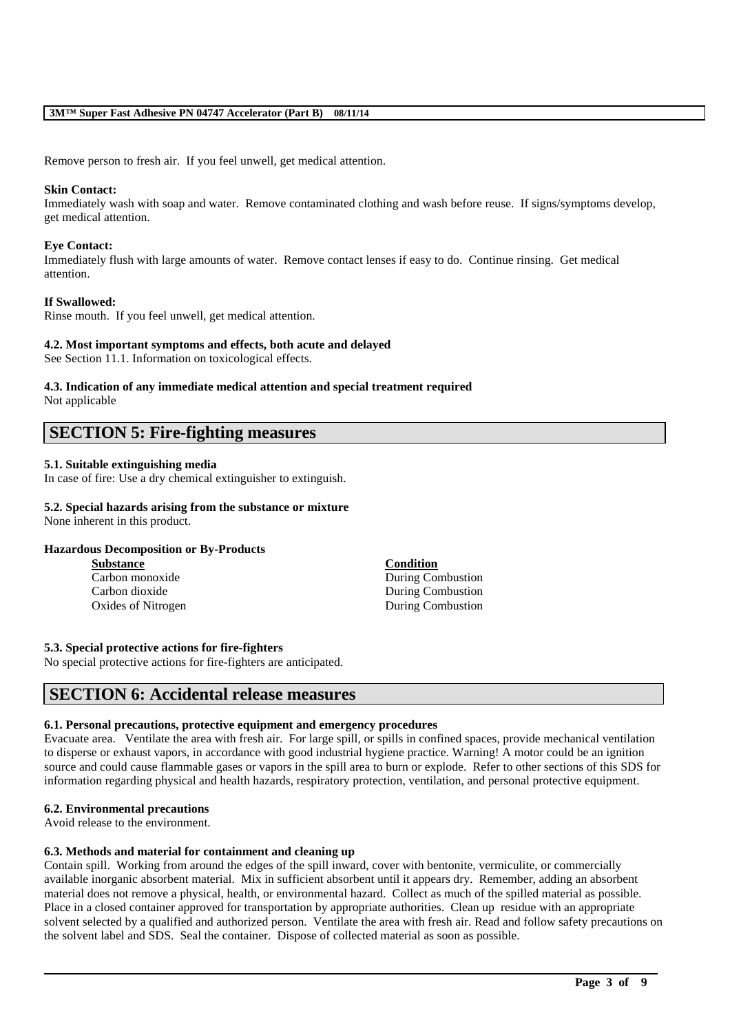Remove person to fresh air. If you feel unwell, get medical attention.

**Skin Contact:**
Immediately wash with soap and water. Remove contaminated clothing and wash before reuse. If signs/symptoms develop, get medical attention.

**Eye Contact:**
Immediately flush with large amounts of water. Remove contact lenses if easy to do. Continue rinsing. Get medical attention.

**If Swallowed:**
Rinse mouth. If you feel unwell, get medical attention.

**4.2. Most important symptoms and effects, both acute and delayed**
See Section 11.1. Information on toxicological effects.

**4.3. Indication of any immediate medical attention and special treatment required**
Not applicable

## SECTION 5: Fire-fighting measures

**5.1. Suitable extinguishing media**
In case of fire: Use a dry chemical extinguisher to extinguish.

**5.2. Special hazards arising from the substance or mixture**
None inherent in this product.

**Hazardous Decomposition or By-Products**

| Substance | Condition |
| --- | --- |
| Carbon monoxide | During Combustion |
| Carbon dioxide | During Combustion |
| Oxides of Nitrogen | During Combustion |

**5.3. Special protective actions for fire-fighters**
No special protective actions for fire-fighters are anticipated.

## SECTION 6: Accidental release measures

**6.1. Personal precautions, protective equipment and emergency procedures**
Evacuate area. Ventilate the area with fresh air. For large spill, or spills in confined spaces, provide mechanical ventilation to disperse or exhaust vapors, in accordance with good industrial hygiene practice. Warning! A motor could be an ignition source and could cause flammable gases or vapors in the spill area to burn or explode. Refer to other sections of this SDS for information regarding physical and health hazards, respiratory protection, ventilation, and personal protective equipment.

**6.2. Environmental precautions**
Avoid release to the environment.

**6.3. Methods and material for containment and cleaning up**
Contain spill. Working from around the edges of the spill inward, cover with bentonite, vermiculite, or commercially available inorganic absorbent material. Mix in sufficient absorbent until it appears dry. Remember, adding an absorbent material does not remove a physical, health, or environmental hazard. Collect as much of the spilled material as possible. Place in a closed container approved for transportation by appropriate authorities. Clean up residue with an appropriate solvent selected by a qualified and authorized person. Ventilate the area with fresh air. Read and follow safety precautions on the solvent label and SDS. Seal the container. Dispose of collected material as soon as possible.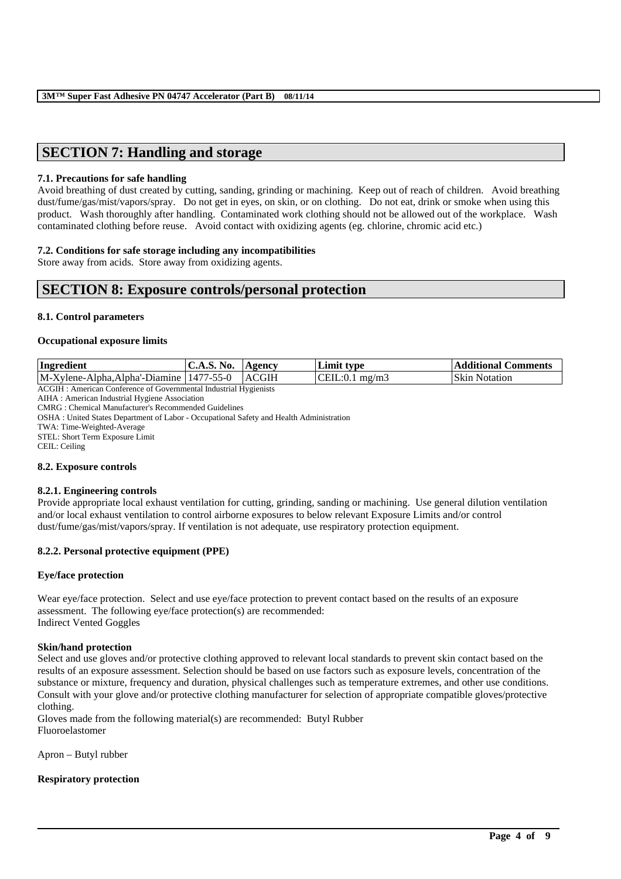## SECTION 7: Handling and storage

### 7.1. Precautions for safe handling

Avoid breathing of dust created by cutting, sanding, grinding or machining. Keep out of reach of children. Avoid breathing dust/fume/gas/mist/vapors/spray. Do not get in eyes, on skin, or on clothing. Do not eat, drink or smoke when using this product. Wash thoroughly after handling. Contaminated work clothing should not be allowed out of the workplace. Wash contaminated clothing before reuse. Avoid contact with oxidizing agents (eg. chlorine, chromic acid etc.)

### 7.2. Conditions for safe storage including any incompatibilities

Store away from acids. Store away from oxidizing agents.

## SECTION 8: Exposure controls/personal protection

### 8.1. Control parameters

**Occupational exposure limits**

| Ingredient | C.A.S. No. | Agency | Limit type | Additional Comments |
|---|---|---|---|---|
| M-Xylene-Alpha,Alpha'-Diamine | 1477-55-0 | ACGIH | CEIL:0.1 mg/m3 | Skin Notation |

ACGIH : American Conference of Governmental Industrial Hygienists
AIHA : American Industrial Hygiene Association
CMRG : Chemical Manufacturer's Recommended Guidelines
OSHA : United States Department of Labor - Occupational Safety and Health Administration
TWA: Time-Weighted-Average
STEL: Short Term Exposure Limit
CEIL: Ceiling

### 8.2. Exposure controls

#### 8.2.1. Engineering controls

Provide appropriate local exhaust ventilation for cutting, grinding, sanding or machining. Use general dilution ventilation and/or local exhaust ventilation to control airborne exposures to below relevant Exposure Limits and/or control dust/fume/gas/mist/vapors/spray. If ventilation is not adequate, use respiratory protection equipment.

#### 8.2.2. Personal protective equipment (PPE)

**Eye/face protection**

Wear eye/face protection. Select and use eye/face protection to prevent contact based on the results of an exposure assessment. The following eye/face protection(s) are recommended:
Indirect Vented Goggles

**Skin/hand protection**

Select and use gloves and/or protective clothing approved to relevant local standards to prevent skin contact based on the results of an exposure assessment. Selection should be based on use factors such as exposure levels, concentration of the substance or mixture, frequency and duration, physical challenges such as temperature extremes, and other use conditions. Consult with your glove and/or protective clothing manufacturer for selection of appropriate compatible gloves/protective clothing.
Gloves made from the following material(s) are recommended: Butyl Rubber
Fluoroelastomer

Apron – Butyl rubber

**Respiratory protection**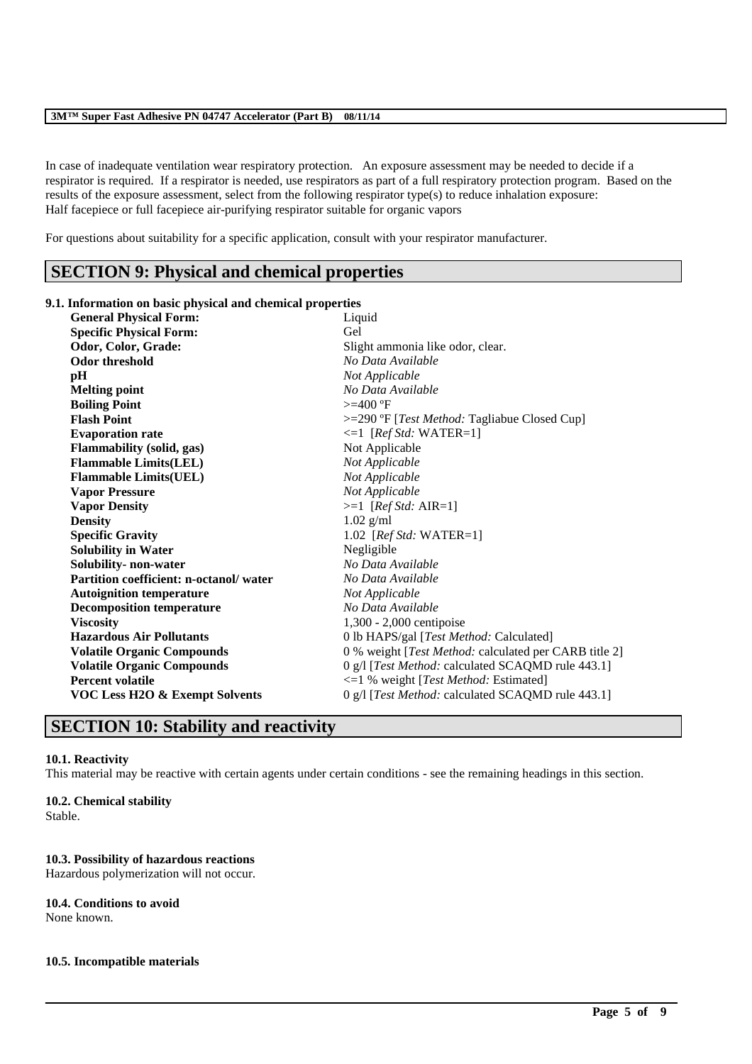In case of inadequate ventilation wear respiratory protection. An exposure assessment may be needed to decide if a respirator is required. If a respirator is needed, use respirators as part of a full respiratory protection program. Based on the results of the exposure assessment, select from the following respirator type(s) to reduce inhalation exposure:
Half facepiece or full facepiece air-purifying respirator suitable for organic vapors

For questions about suitability for a specific application, consult with your respirator manufacturer.

## SECTION 9: Physical and chemical properties

### 9.1. Information on basic physical and chemical properties

| | |
|---|---|
| **General Physical Form:** | Liquid |
| **Specific Physical Form:** | Gel |
| **Odor, Color, Grade:** | Slight ammonia like odor, clear. |
| **Odor threshold** | *No Data Available* |
| **pH** | *Not Applicable* |
| **Melting point** | *No Data Available* |
| **Boiling Point** | >=400 ºF |
| **Flash Point** | >=290 ºF [*Test Method:* Tagliabue Closed Cup] |
| **Evaporation rate** | <=1 [*Ref Std:* WATER=1] |
| **Flammability (solid, gas)** | Not Applicable |
| **Flammable Limits(LEL)** | *Not Applicable* |
| **Flammable Limits(UEL)** | *Not Applicable* |
| **Vapor Pressure** | *Not Applicable* |
| **Vapor Density** | >=1 [*Ref Std:* AIR=1] |
| **Density** | 1.02 g/ml |
| **Specific Gravity** | 1.02 [*Ref Std:* WATER=1] |
| **Solubility in Water** | Negligible |
| **Solubility- non-water** | *No Data Available* |
| **Partition coefficient: n-octanol/ water** | *No Data Available* |
| **Autoignition temperature** | *Not Applicable* |
| **Decomposition temperature** | *No Data Available* |
| **Viscosity** | 1,300 - 2,000 centipoise |
| **Hazardous Air Pollutants** | 0 lb HAPS/gal [*Test Method:* Calculated] |
| **Volatile Organic Compounds** | 0 % weight [*Test Method:* calculated per CARB title 2] |
| **Volatile Organic Compounds** | 0 g/l [*Test Method:* calculated SCAQMD rule 443.1] |
| **Percent volatile** | <=1 % weight [*Test Method:* Estimated] |
| **VOC Less H2O & Exempt Solvents** | 0 g/l [*Test Method:* calculated SCAQMD rule 443.1] |

## SECTION 10: Stability and reactivity

### 10.1. Reactivity

This material may be reactive with certain agents under certain conditions - see the remaining headings in this section.

### 10.2. Chemical stability

Stable.

### 10.3. Possibility of hazardous reactions

Hazardous polymerization will not occur.

### 10.4. Conditions to avoid

None known.

### 10.5. Incompatible materials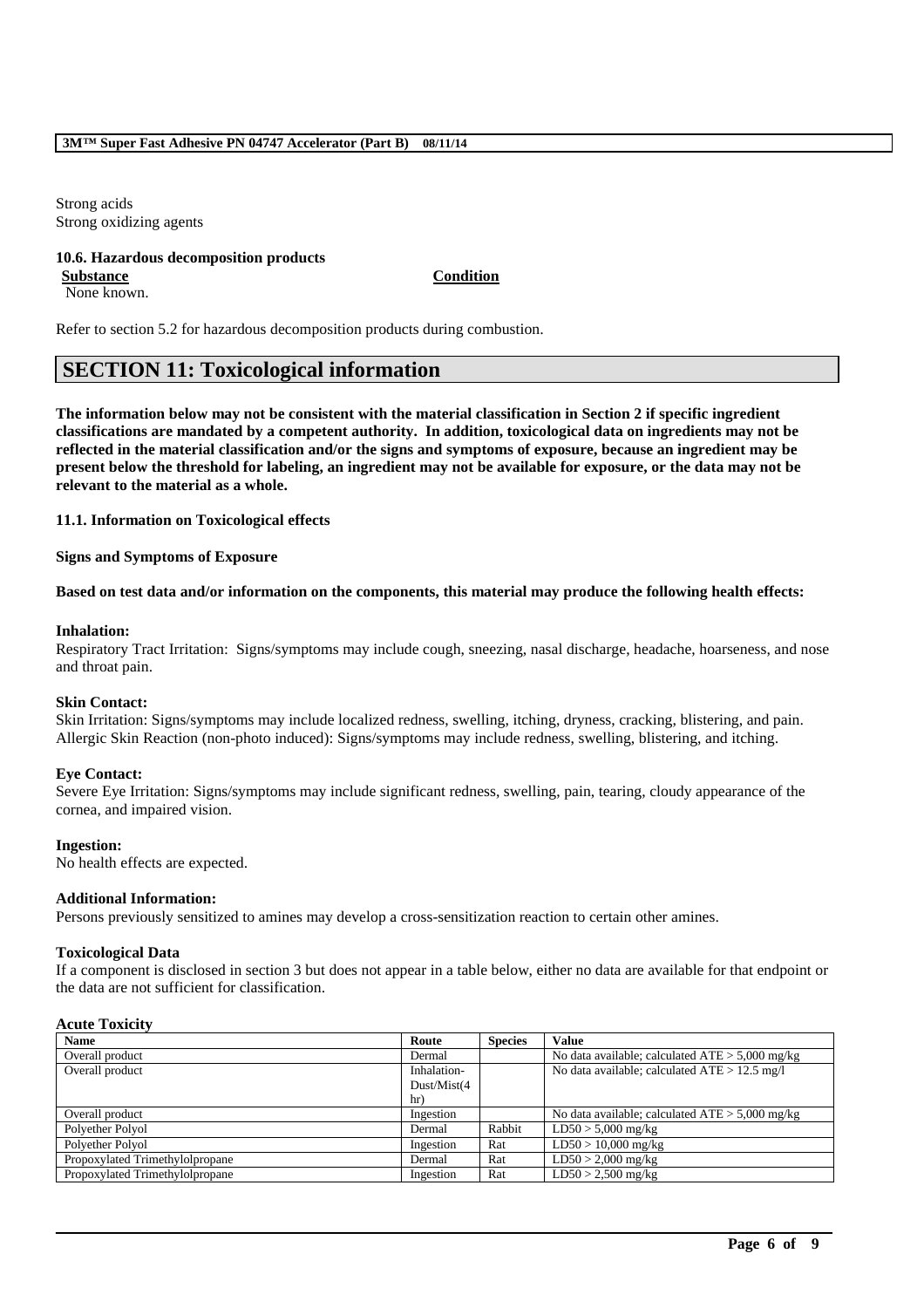Strong acids
Strong oxidizing agents

**10.6. Hazardous decomposition products**

| Substance | Condition |
|---|---|
| None known. | |

Refer to section 5.2 for hazardous decomposition products during combustion.

# SECTION 11: Toxicological information

**The information below may not be consistent with the material classification in Section 2 if specific ingredient classifications are mandated by a competent authority. In addition, toxicological data on ingredients may not be reflected in the material classification and/or the signs and symptoms of exposure, because an ingredient may be present below the threshold for labeling, an ingredient may not be available for exposure, or the data may not be relevant to the material as a whole.**

**11.1. Information on Toxicological effects**

**Signs and Symptoms of Exposure**

**Based on test data and/or information on the components, this material may produce the following health effects:**

**Inhalation:**
Respiratory Tract Irritation: Signs/symptoms may include cough, sneezing, nasal discharge, headache, hoarseness, and nose and throat pain.

**Skin Contact:**
Skin Irritation: Signs/symptoms may include localized redness, swelling, itching, dryness, cracking, blistering, and pain.
Allergic Skin Reaction (non-photo induced): Signs/symptoms may include redness, swelling, blistering, and itching.

**Eye Contact:**
Severe Eye Irritation: Signs/symptoms may include significant redness, swelling, pain, tearing, cloudy appearance of the cornea, and impaired vision.

**Ingestion:**
No health effects are expected.

**Additional Information:**
Persons previously sensitized to amines may develop a cross-sensitization reaction to certain other amines.

**Toxicological Data**
If a component is disclosed in section 3 but does not appear in a table below, either no data are available for that endpoint or the data are not sufficient for classification.

**Acute Toxicity**

| Name | Route | Species | Value |
|---|---|---|---|
| Overall product | Dermal | | No data available; calculated ATE > 5,000 mg/kg |
| Overall product | Inhalation-Dust/Mist(4 hr) | | No data available; calculated ATE > 12.5 mg/l |
| Overall product | Ingestion | | No data available; calculated ATE > 5,000 mg/kg |
| Polyether Polyol | Dermal | Rabbit | LD50 > 5,000 mg/kg |
| Polyether Polyol | Ingestion | Rat | LD50 > 10,000 mg/kg |
| Propoxylated Trimethylolpropane | Dermal | Rat | LD50 > 2,000 mg/kg |
| Propoxylated Trimethylolpropane | Ingestion | Rat | LD50 > 2,500 mg/kg |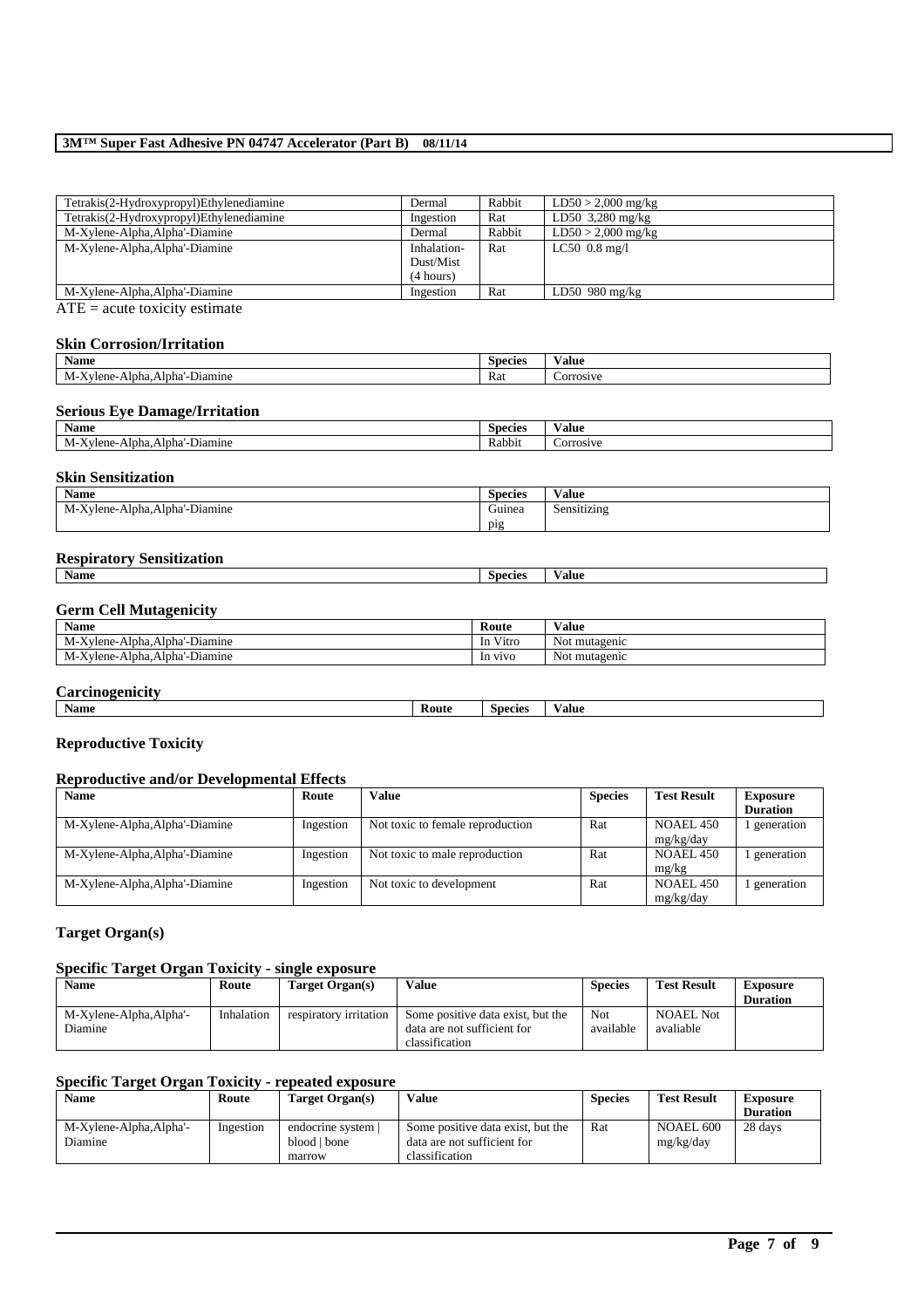| | | | |
|---|---|---|---|
| Tetrakis(2-Hydroxypropyl)Ethylenediamine | Dermal | Rabbit | LD50 > 2,000 mg/kg |
| Tetrakis(2-Hydroxypropyl)Ethylenediamine | Ingestion | Rat | LD50 3,280 mg/kg |
| M-Xylene-Alpha,Alpha'-Diamine | Dermal | Rabbit | LD50 > 2,000 mg/kg |
| M-Xylene-Alpha,Alpha'-Diamine | Inhalation-Dust/Mist (4 hours) | Rat | LC50 0.8 mg/l |
| M-Xylene-Alpha,Alpha'-Diamine | Ingestion | Rat | LD50 980 mg/kg |

ATE = acute toxicity estimate

### Skin Corrosion/Irritation

| Name | Species | Value |
|---|---|---|
| M-Xylene-Alpha,Alpha'-Diamine | Rat | Corrosive |

### Serious Eye Damage/Irritation

| Name | Species | Value |
|---|---|---|
| M-Xylene-Alpha,Alpha'-Diamine | Rabbit | Corrosive |

### Skin Sensitization

| Name | Species | Value |
|---|---|---|
| M-Xylene-Alpha,Alpha'-Diamine | Guinea pig | Sensitizing |

### Respiratory Sensitization

| Name | Species | Value |
|---|---|---|

### Germ Cell Mutagenicity

| Name | Route | Value |
|---|---|---|
| M-Xylene-Alpha,Alpha'-Diamine | In Vitro | Not mutagenic |
| M-Xylene-Alpha,Alpha'-Diamine | In vivo | Not mutagenic |

### Carcinogenicity

| Name | Route | Species | Value |
|---|---|---|---|

### Reproductive Toxicity

#### Reproductive and/or Developmental Effects

| Name | Route | Value | Species | Test Result | Exposure Duration |
|---|---|---|---|---|---|
| M-Xylene-Alpha,Alpha'-Diamine | Ingestion | Not toxic to female reproduction | Rat | NOAEL 450 mg/kg/day | 1 generation |
| M-Xylene-Alpha,Alpha'-Diamine | Ingestion | Not toxic to male reproduction | Rat | NOAEL 450 mg/kg | 1 generation |
| M-Xylene-Alpha,Alpha'-Diamine | Ingestion | Not toxic to development | Rat | NOAEL 450 mg/kg/day | 1 generation |

### Target Organ(s)

#### Specific Target Organ Toxicity - single exposure

| Name | Route | Target Organ(s) | Value | Species | Test Result | Exposure Duration |
|---|---|---|---|---|---|---|
| M-Xylene-Alpha,Alpha'-Diamine | Inhalation | respiratory irritation | Some positive data exist, but the data are not sufficient for classification | Not available | NOAEL Not avaliable | |

#### Specific Target Organ Toxicity - repeated exposure

| Name | Route | Target Organ(s) | Value | Species | Test Result | Exposure Duration |
|---|---|---|---|---|---|---|
| M-Xylene-Alpha,Alpha'-Diamine | Ingestion | endocrine system \| blood \| bone marrow | Some positive data exist, but the data are not sufficient for classification | Rat | NOAEL 600 mg/kg/day | 28 days |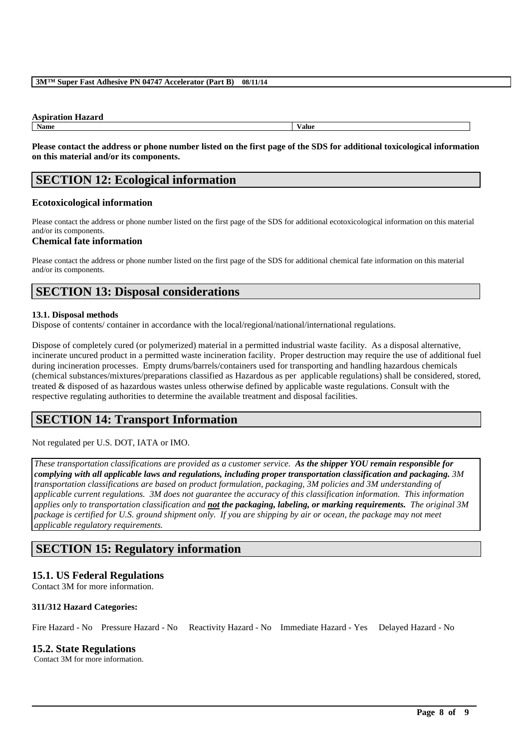**Aspiration Hazard**

| Name | Value |
| --- | --- |

**Please contact the address or phone number listed on the first page of the SDS for additional toxicological information on this material and/or its components.**

# SECTION 12: Ecological information

### Ecotoxicological information

Please contact the address or phone number listed on the first page of the SDS for additional ecotoxicological information on this material and/or its components.

### Chemical fate information

Please contact the address or phone number listed on the first page of the SDS for additional chemical fate information on this material and/or its components.

# SECTION 13: Disposal considerations

#### 13.1. Disposal methods

Dispose of contents/ container in accordance with the local/regional/national/international regulations.

Dispose of completely cured (or polymerized) material in a permitted industrial waste facility. As a disposal alternative, incinerate uncured product in a permitted waste incineration facility. Proper destruction may require the use of additional fuel during incineration processes. Empty drums/barrels/containers used for transporting and handling hazardous chemicals (chemical substances/mixtures/preparations classified as Hazardous as per applicable regulations) shall be considered, stored, treated & disposed of as hazardous wastes unless otherwise defined by applicable waste regulations. Consult with the respective regulating authorities to determine the available treatment and disposal facilities.

# SECTION 14: Transport Information

Not regulated per U.S. DOT, IATA or IMO.

*These transportation classifications are provided as a customer service. **As the shipper YOU remain responsible for complying with all applicable laws and regulations, including proper transportation classification and packaging.** 3M transportation classifications are based on product formulation, packaging, 3M policies and 3M understanding of applicable current regulations. 3M does not guarantee the accuracy of this classification information. This information applies only to transportation classification and **not** **the packaging, labeling, or marking requirements.** The original 3M package is certified for U.S. ground shipment only. If you are shipping by air or ocean, the package may not meet applicable regulatory requirements.*

# SECTION 15: Regulatory information

### 15.1. US Federal Regulations

Contact 3M for more information.

**311/312 Hazard Categories:**

Fire Hazard - No Pressure Hazard - No Reactivity Hazard - No Immediate Hazard - Yes Delayed Hazard - No

### 15.2. State Regulations

Contact 3M for more information.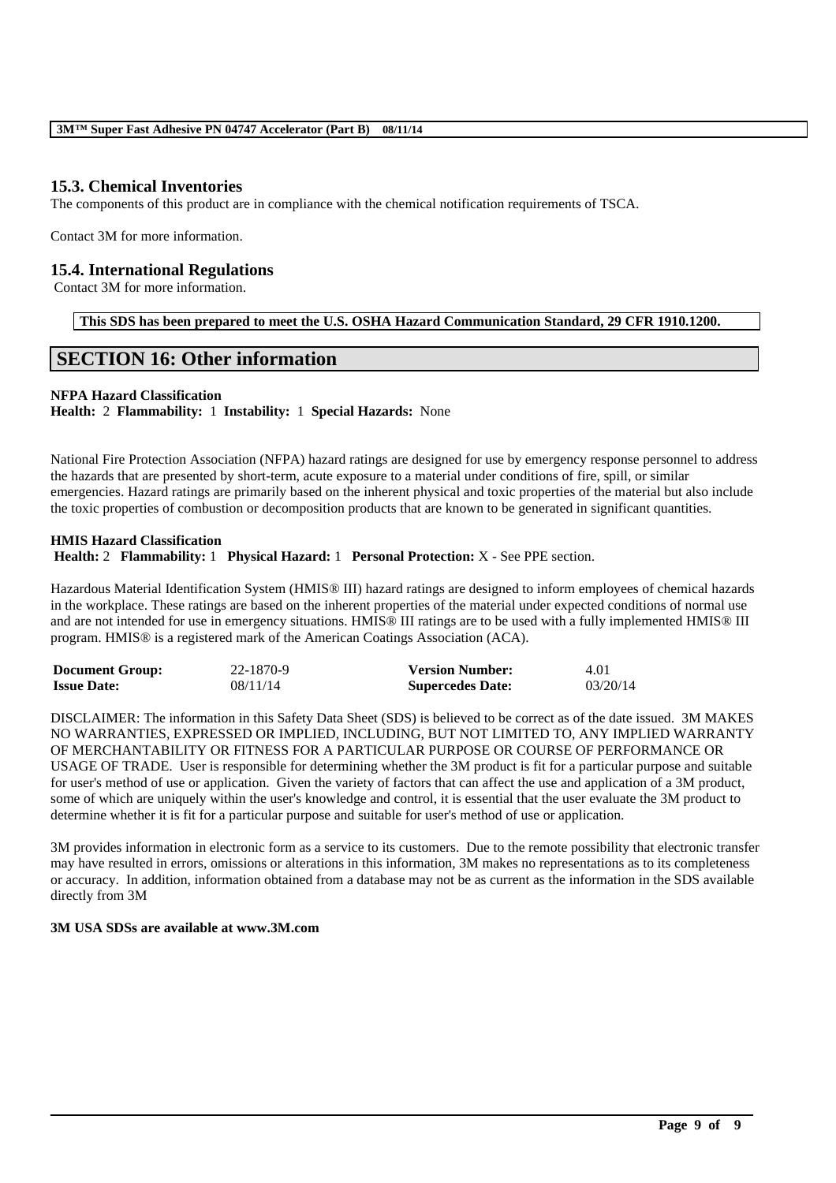## 15.3. Chemical Inventories

The components of this product are in compliance with the chemical notification requirements of TSCA.

Contact 3M for more information.

## 15.4. International Regulations

Contact 3M for more information.

**This SDS has been prepared to meet the U.S. OSHA Hazard Communication Standard, 29 CFR 1910.1200.**

# SECTION 16: Other information

**NFPA Hazard Classification**

**Health:** 2 **Flammability:** 1 **Instability:** 1 **Special Hazards:** None

National Fire Protection Association (NFPA) hazard ratings are designed for use by emergency response personnel to address the hazards that are presented by short-term, acute exposure to a material under conditions of fire, spill, or similar emergencies. Hazard ratings are primarily based on the inherent physical and toxic properties of the material but also include the toxic properties of combustion or decomposition products that are known to be generated in significant quantities.

**HMIS Hazard Classification**

**Health:** 2 **Flammability:** 1 **Physical Hazard:** 1 **Personal Protection:** X - See PPE section.

Hazardous Material Identification System (HMIS® III) hazard ratings are designed to inform employees of chemical hazards in the workplace. These ratings are based on the inherent properties of the material under expected conditions of normal use and are not intended for use in emergency situations. HMIS® III ratings are to be used with a fully implemented HMIS® III program. HMIS® is a registered mark of the American Coatings Association (ACA).

| | | | |
|---|---|---|---|
| **Document Group:** | 22-1870-9 | **Version Number:** | 4.01 |
| **Issue Date:** | 08/11/14 | **Supercedes Date:** | 03/20/14 |

DISCLAIMER: The information in this Safety Data Sheet (SDS) is believed to be correct as of the date issued. 3M MAKES NO WARRANTIES, EXPRESSED OR IMPLIED, INCLUDING, BUT NOT LIMITED TO, ANY IMPLIED WARRANTY OF MERCHANTABILITY OR FITNESS FOR A PARTICULAR PURPOSE OR COURSE OF PERFORMANCE OR USAGE OF TRADE. User is responsible for determining whether the 3M product is fit for a particular purpose and suitable for user's method of use or application. Given the variety of factors that can affect the use and application of a 3M product, some of which are uniquely within the user's knowledge and control, it is essential that the user evaluate the 3M product to determine whether it is fit for a particular purpose and suitable for user's method of use or application.

3M provides information in electronic form as a service to its customers. Due to the remote possibility that electronic transfer may have resulted in errors, omissions or alterations in this information, 3M makes no representations as to its completeness or accuracy. In addition, information obtained from a database may not be as current as the information in the SDS available directly from 3M

**3M USA SDSs are available at www.3M.com**